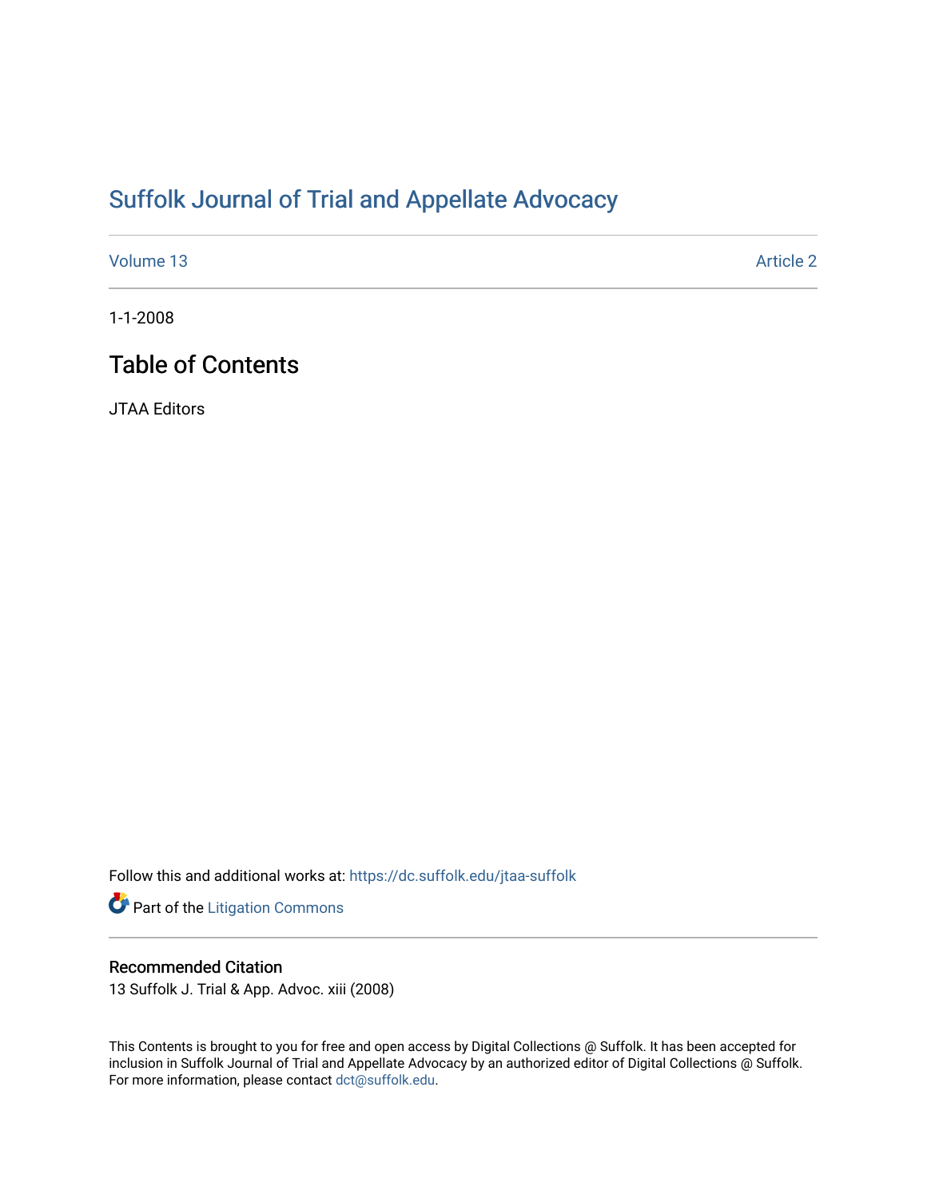# Suffolk Journal of Trial and Appellate Advocacy

Volume 13 Article 2

1-1-2008

## Table of Contents

JTAA Editors

Follow this and additional works at: https://dc.suffolk.edu/jtaa-suffolk

Part of the Litigation Commons

### Recommended Citation

13 Suffolk J. Trial & App. Advoc. xiii (2008)

This Contents is brought to you for free and open access by Digital Collections @ Suffolk. It has been accepted for inclusion in Suffolk Journal of Trial and Appellate Advocacy by an authorized editor of Digital Collections @ Suffolk. For more information, please contact dct@suffolk.edu.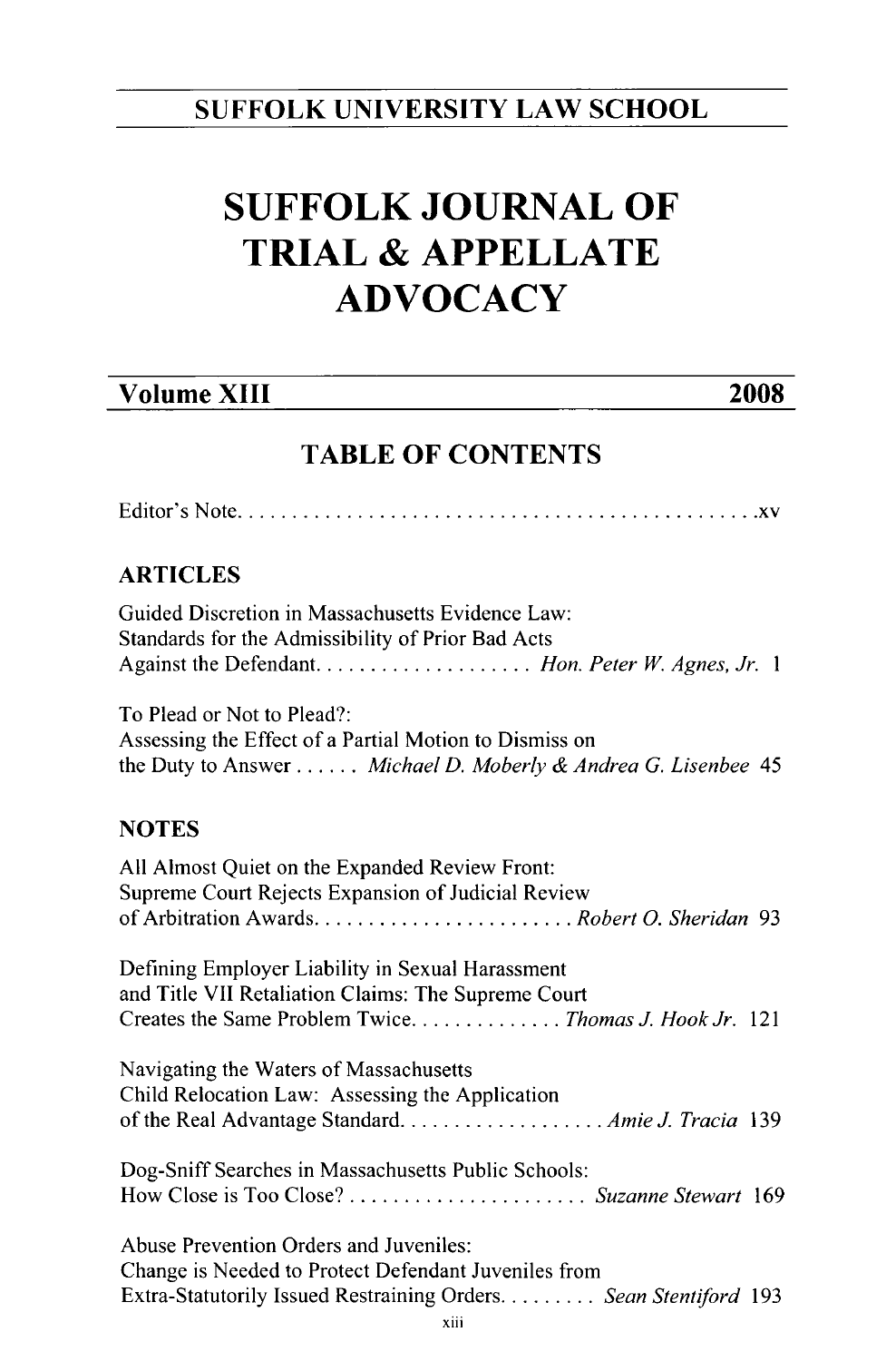SUFFOLK UNIVERSITY LAW SCHOOL

# SUFFOLK JOURNAL OF TRIAL & APPELLATE ADVOCACY

**Volume XIII** **2008**

## TABLE OF CONTENTS

Editor's Note. . . . . . . . . . . . . . . . . . . . . . . . . . . . . . . . . . . . . . . . . . . . . . . .xv

### ARTICLES

Guided Discretion in Massachusetts Evidence Law:
Standards for the Admissibility of Prior Bad Acts
Against the Defendant. . . . . . . . . . . . . . . . . . . . . *Hon. Peter W. Agnes, Jr.* 1

To Plead or Not to Plead?:
Assessing the Effect of a Partial Motion to Dismiss on
the Duty to Answer . . . . . . *Michael D. Moberly & Andrea G. Lisenbee* 45

### NOTES

All Almost Quiet on the Expanded Review Front:
Supreme Court Rejects Expansion of Judicial Review
of Arbitration Awards. . . . . . . . . . . . . . . . . . . . . . . . *Robert O. Sheridan* 93

Defining Employer Liability in Sexual Harassment
and Title VII Retaliation Claims: The Supreme Court
Creates the Same Problem Twice. . . . . . . . . . . . . . *Thomas J. Hook Jr.* 121

Navigating the Waters of Massachusetts
Child Relocation Law: Assessing the Application
of the Real Advantage Standard. . . . . . . . . . . . . . . . . . . *Amie J. Tracia* 139

Dog-Sniff Searches in Massachusetts Public Schools:
How Close is Too Close? . . . . . . . . . . . . . . . . . . . . . . *Suzanne Stewart* 169

Abuse Prevention Orders and Juveniles:
Change is Needed to Protect Defendant Juveniles from
Extra-Statutorily Issued Restraining Orders. . . . . . . . . *Sean Stentiford* 193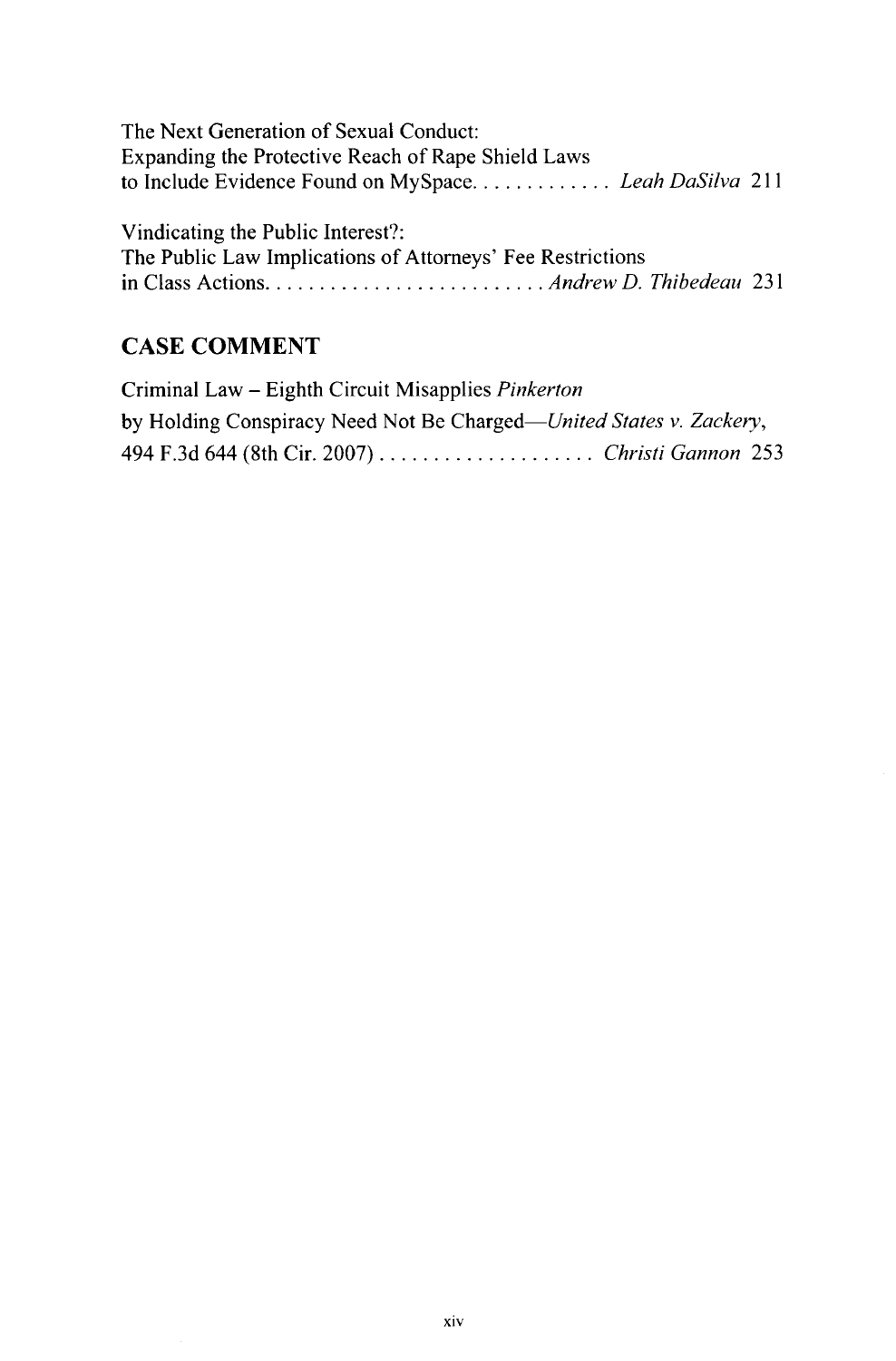The Next Generation of Sexual Conduct:
Expanding the Protective Reach of Rape Shield Laws
to Include Evidence Found on MySpace. . . . . . . . . . . . . *Leah DaSilva* 211

Vindicating the Public Interest?:
The Public Law Implications of Attorneys' Fee Restrictions
in Class Actions. . . . . . . . . . . . . . . . . . . . . . . . . . *Andrew D. Thibedeau* 231

## CASE COMMENT

Criminal Law – Eighth Circuit Misapplies *Pinkerton*
by Holding Conspiracy Need Not Be Charged—*United States v. Zackery*,
494 F.3d 644 (8th Cir. 2007) . . . . . . . . . . . . . . . . . . . . *Christi Gannon* 253